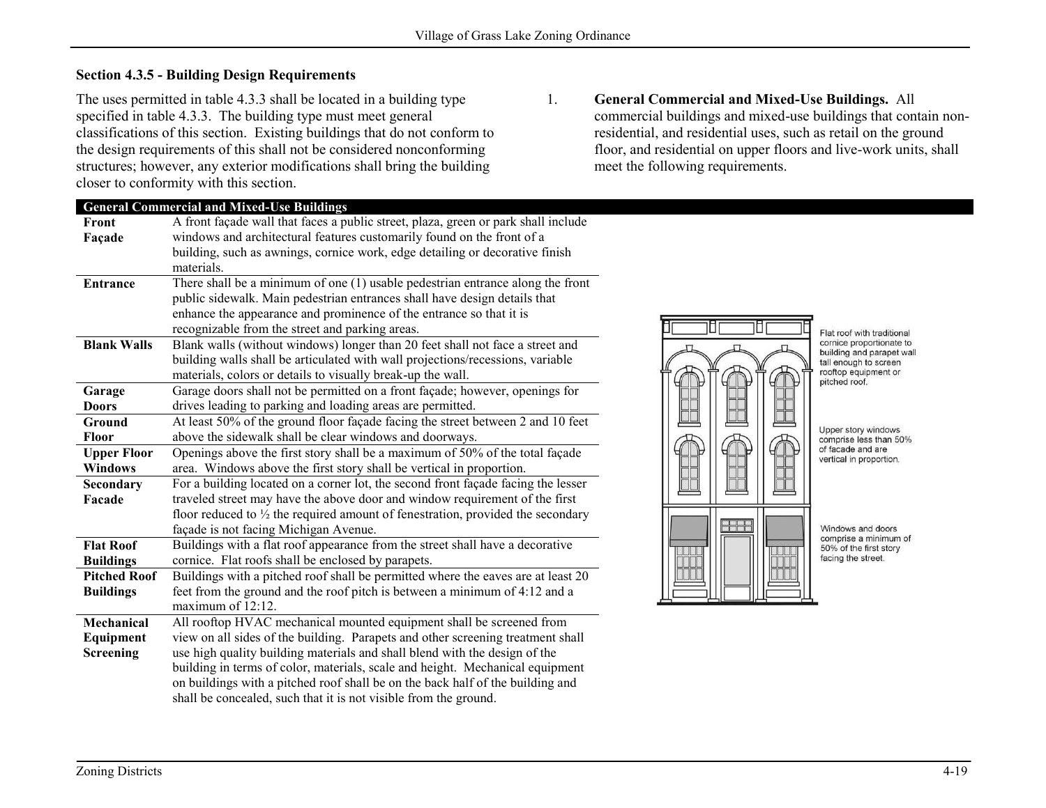## Section 4.3.5 - Building Design Requirements

The uses permitted in table 4.3.3 shall be located in a building type specified in table 4.3.3. The building type must meet general classifications of this section. Existing buildings that do not conform to the design requirements of this shall not be considered nonconforming structures; however, any exterior modifications shall bring the building closer to conformity with this section.

1. **General Commercial and Mixed-Use Buildings.** All commercial buildings and mixed-use buildings that contain non-residential, and residential uses, such as retail on the ground floor, and residential on upper floors and live-work units, shall meet the following requirements.

| General Commercial and Mixed-Use Buildings | |
|---|---|
| **Front Façade** | A front façade wall that faces a public street, plaza, green or park shall include windows and architectural features customarily found on the front of a building, such as awnings, cornice work, edge detailing or decorative finish materials. |
| **Entrance** | There shall be a minimum of one (1) usable pedestrian entrance along the front public sidewalk. Main pedestrian entrances shall have design details that enhance the appearance and prominence of the entrance so that it is recognizable from the street and parking areas. |
| **Blank Walls** | Blank walls (without windows) longer than 20 feet shall not face a street and building walls shall be articulated with wall projections/recessions, variable materials, colors or details to visually break-up the wall. |
| **Garage Doors** | Garage doors shall not be permitted on a front façade; however, openings for drives leading to parking and loading areas are permitted. |
| **Ground Floor** | At least 50% of the ground floor façade facing the street between 2 and 10 feet above the sidewalk shall be clear windows and doorways. |
| **Upper Floor Windows** | Openings above the first story shall be a maximum of 50% of the total façade area. Windows above the first story shall be vertical in proportion. |
| **Secondary Facade** | For a building located on a corner lot, the second front façade facing the lesser traveled street may have the above door and window requirement of the first floor reduced to ½ the required amount of fenestration, provided the secondary façade is not facing Michigan Avenue. |
| **Flat Roof Buildings** | Buildings with a flat roof appearance from the street shall have a decorative cornice. Flat roofs shall be enclosed by parapets. |
| **Pitched Roof Buildings** | Buildings with a pitched roof shall be permitted where the eaves are at least 20 feet from the ground and the roof pitch is between a minimum of 4:12 and a maximum of 12:12. |
| **Mechanical Equipment Screening** | All rooftop HVAC mechanical mounted equipment shall be screened from view on all sides of the building. Parapets and other screening treatment shall use high quality building materials and shall blend with the design of the building in terms of color, materials, scale and height. Mechanical equipment on buildings with a pitched roof shall be on the back half of the building and shall be concealed, such that it is not visible from the ground. |

Flat roof with traditional cornice proportionate to building and parapet wall tall enough to screen rooftop equipment or pitched roof.

Upper story windows comprise less than 50% of facade and are vertical in proportion.

Windows and doors comprise a minimum of 50% of the first story facing the street.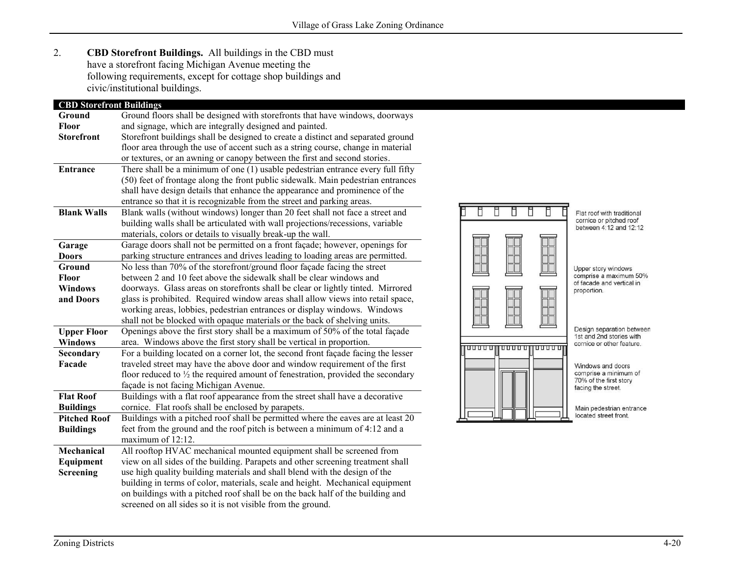2. **CBD Storefront Buildings.** All buildings in the CBD must have a storefront facing Michigan Avenue meeting the following requirements, except for cottage shop buildings and civic/institutional buildings.

| CBD Storefront Buildings | |
|---|---|
| **Ground Floor Storefront** | Ground floors shall be designed with storefronts that have windows, doorways and signage, which are integrally designed and painted. Storefront buildings shall be designed to create a distinct and separated ground floor area through the use of accent such as a string course, change in material or textures, or an awning or canopy between the first and second stories. |
| **Entrance** | There shall be a minimum of one (1) usable pedestrian entrance every full fifty (50) feet of frontage along the front public sidewalk. Main pedestrian entrances shall have design details that enhance the appearance and prominence of the entrance so that it is recognizable from the street and parking areas. |
| **Blank Walls** | Blank walls (without windows) longer than 20 feet shall not face a street and building walls shall be articulated with wall projections/recessions, variable materials, colors or details to visually break-up the wall. |
| **Garage Doors** | Garage doors shall not be permitted on a front façade; however, openings for parking structure entrances and drives leading to loading areas are permitted. |
| **Ground Floor Windows and Doors** | No less than 70% of the storefront/ground floor façade facing the street between 2 and 10 feet above the sidewalk shall be clear windows and doorways. Glass areas on storefronts shall be clear or lightly tinted. Mirrored glass is prohibited. Required window areas shall allow views into retail space, working areas, lobbies, pedestrian entrances or display windows. Windows shall not be blocked with opaque materials or the back of shelving units. |
| **Upper Floor Windows** | Openings above the first story shall be a maximum of 50% of the total façade area. Windows above the first story shall be vertical in proportion. |
| **Secondary Facade** | For a building located on a corner lot, the second front façade facing the lesser traveled street may have the above door and window requirement of the first floor reduced to ½ the required amount of fenestration, provided the secondary façade is not facing Michigan Avenue. |
| **Flat Roof Buildings** | Buildings with a flat roof appearance from the street shall have a decorative cornice. Flat roofs shall be enclosed by parapets. |
| **Pitched Roof Buildings** | Buildings with a pitched roof shall be permitted where the eaves are at least 20 feet from the ground and the roof pitch is between a minimum of 4:12 and a maximum of 12:12. |
| **Mechanical Equipment Screening** | All rooftop HVAC mechanical mounted equipment shall be screened from view on all sides of the building. Parapets and other screening treatment shall use high quality building materials and shall blend with the design of the building in terms of color, materials, scale and height. Mechanical equipment on buildings with a pitched roof shall be on the back half of the building and screened on all sides so it is not visible from the ground. |

Flat roof with traditional cornice or pitched roof between 4:12 and 12:12

Upper story windows comprise a maximum 50% of facade and vertical in proportion.

Design separation between 1st and 2nd stories with cornice or other feature.

Windows and doors comprise a minimum of 70% of the first story facing the street.

Main pedestrian entrance located street front.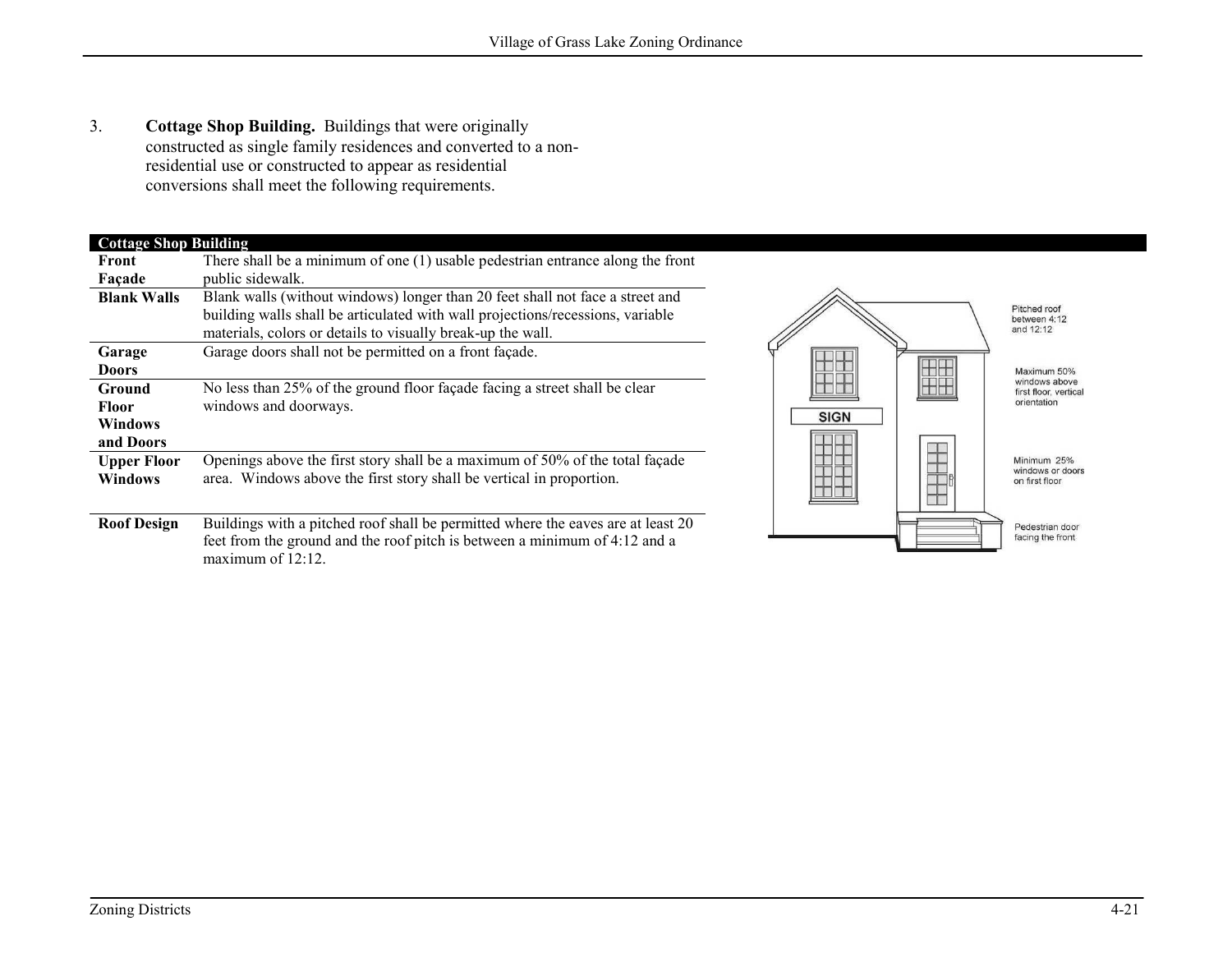3. **Cottage Shop Building.** Buildings that were originally constructed as single family residences and converted to a non-residential use or constructed to appear as residential conversions shall meet the following requirements.

| Cottage Shop Building | |
|---|---|
| **Front Façade** | There shall be a minimum of one (1) usable pedestrian entrance along the front public sidewalk. |
| **Blank Walls** | Blank walls (without windows) longer than 20 feet shall not face a street and building walls shall be articulated with wall projections/recessions, variable materials, colors or details to visually break-up the wall. |
| **Garage Doors** | Garage doors shall not be permitted on a front façade. |
| **Ground Floor Windows and Doors** | No less than 25% of the ground floor façade facing a street shall be clear windows and doorways. |
| **Upper Floor Windows** | Openings above the first story shall be a maximum of 50% of the total façade area. Windows above the first story shall be vertical in proportion. |
| **Roof Design** | Buildings with a pitched roof shall be permitted where the eaves are at least 20 feet from the ground and the roof pitch is between a minimum of 4:12 and a maximum of 12:12. |

SIGN

Pitched roof between 4:12 and 12:12

Maximum 50% windows above first floor, vertical orientation

Minimum 25% windows or doors on first floor

Pedestrian door facing the front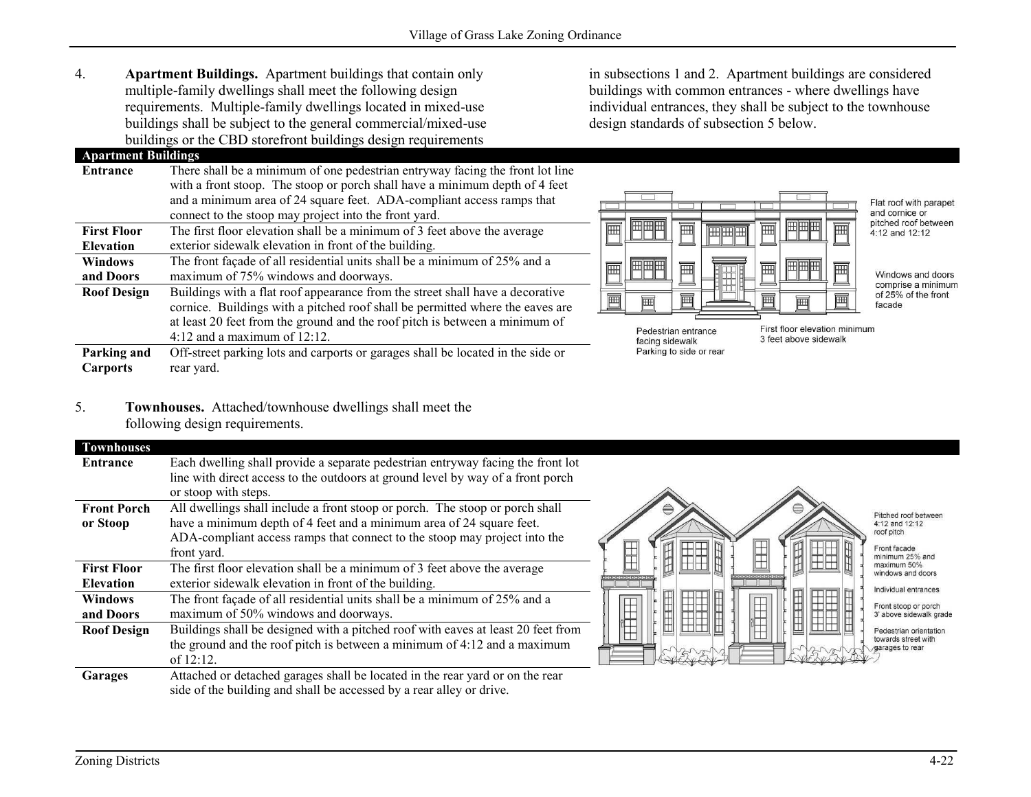4. **Apartment Buildings.** Apartment buildings that contain only multiple-family dwellings shall meet the following design requirements. Multiple-family dwellings located in mixed-use buildings shall be subject to the general commercial/mixed-use buildings or the CBD storefront buildings design requirements in subsections 1 and 2. Apartment buildings are considered buildings with common entrances - where dwellings have individual entrances, they shall be subject to the townhouse design standards of subsection 5 below.

| Apartment Buildings | |
|---|---|
| **Entrance** | There shall be a minimum of one pedestrian entryway facing the front lot line with a front stoop. The stoop or porch shall have a minimum depth of 4 feet and a minimum area of 24 square feet. ADA-compliant access ramps that connect to the stoop may project into the front yard. |
| **First Floor Elevation** | The first floor elevation shall be a minimum of 3 feet above the average exterior sidewalk elevation in front of the building. |
| **Windows and Doors** | The front façade of all residential units shall be a minimum of 25% and a maximum of 75% windows and doorways. |
| **Roof Design** | Buildings with a flat roof appearance from the street shall have a decorative cornice. Buildings with a pitched roof shall be permitted where the eaves are at least 20 feet from the ground and the roof pitch is between a minimum of 4:12 and a maximum of 12:12. |
| **Parking and Carports** | Off-street parking lots and carports or garages shall be located in the side or rear yard. |

5. **Townhouses.** Attached/townhouse dwellings shall meet the following design requirements.

| Townhouses | |
|---|---|
| **Entrance** | Each dwelling shall provide a separate pedestrian entryway facing the front lot line with direct access to the outdoors at ground level by way of a front porch or stoop with steps. |
| **Front Porch or Stoop** | All dwellings shall include a front stoop or porch. The stoop or porch shall have a minimum depth of 4 feet and a minimum area of 24 square feet. ADA-compliant access ramps that connect to the stoop may project into the front yard. |
| **First Floor Elevation** | The first floor elevation shall be a minimum of 3 feet above the average exterior sidewalk elevation in front of the building. |
| **Windows and Doors** | The front façade of all residential units shall be a minimum of 25% and a maximum of 50% windows and doorways. |
| **Roof Design** | Buildings shall be designed with a pitched roof with eaves at least 20 feet from the ground and the roof pitch is between a minimum of 4:12 and a maximum of 12:12. |
| **Garages** | Attached or detached garages shall be located in the rear yard or on the rear side of the building and shall be accessed by a rear alley or drive. |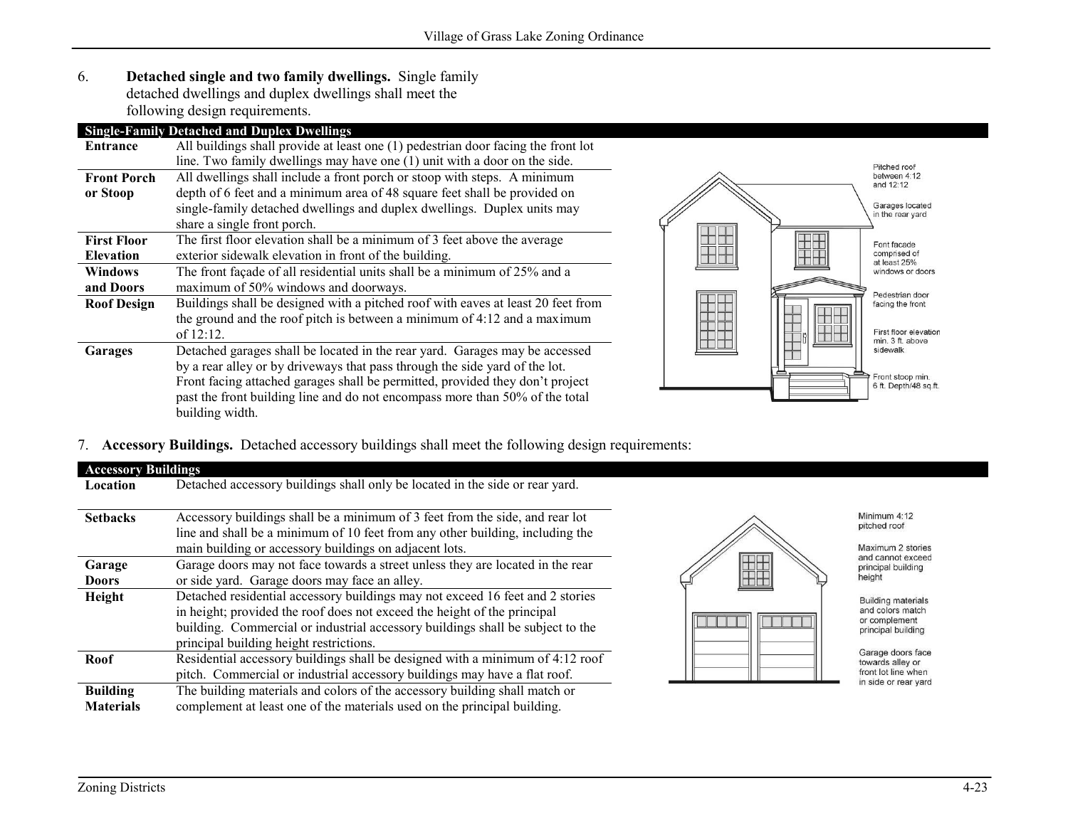6. **Detached single and two family dwellings.** Single family detached dwellings and duplex dwellings shall meet the following design requirements.

| **Single-Family Detached and Duplex Dwellings** | |
|---|---|
| **Entrance** | All buildings shall provide at least one (1) pedestrian door facing the front lot line. Two family dwellings may have one (1) unit with a door on the side. |
| **Front Porch or Stoop** | All dwellings shall include a front porch or stoop with steps. A minimum depth of 6 feet and a minimum area of 48 square feet shall be provided on single-family detached dwellings and duplex dwellings. Duplex units may share a single front porch. |
| **First Floor Elevation** | The first floor elevation shall be a minimum of 3 feet above the average exterior sidewalk elevation in front of the building. |
| **Windows and Doors** | The front façade of all residential units shall be a minimum of 25% and a maximum of 50% windows and doorways. |
| **Roof Design** | Buildings shall be designed with a pitched roof with eaves at least 20 feet from the ground and the roof pitch is between a minimum of 4:12 and a maximum of 12:12. |
| **Garages** | Detached garages shall be located in the rear yard. Garages may be accessed by a rear alley or by driveways that pass through the side yard of the lot. Front facing attached garages shall be permitted, provided they don't project past the front building line and do not encompass more than 50% of the total building width. |

Pitched roof between 4:12 and 12:12

Garages located in the rear yard

Font facade comprised of at least 25% windows or doors

Pedestrian door facing the front

First floor elevation min. 3 ft. above sidewalk

Front stoop min. 6 ft. Depth/48 sq.ft.

7. **Accessory Buildings.** Detached accessory buildings shall meet the following design requirements:

| **Accessory Buildings** | |
|---|---|
| **Location** | Detached accessory buildings shall only be located in the side or rear yard. |
| **Setbacks** | Accessory buildings shall be a minimum of 3 feet from the side, and rear lot line and shall be a minimum of 10 feet from any other building, including the main building or accessory buildings on adjacent lots. |
| **Garage Doors** | Garage doors may not face towards a street unless they are located in the rear or side yard. Garage doors may face an alley. |
| **Height** | Detached residential accessory buildings may not exceed 16 feet and 2 stories in height; provided the roof does not exceed the height of the principal building. Commercial or industrial accessory buildings shall be subject to the principal building height restrictions. |
| **Roof** | Residential accessory buildings shall be designed with a minimum of 4:12 roof pitch. Commercial or industrial accessory buildings may have a flat roof. |
| **Building Materials** | The building materials and colors of the accessory building shall match or complement at least one of the materials used on the principal building. |

Minimum 4:12 pitched roof

Maximum 2 stories and cannot exceed principal building height

Building materials and colors match or complement principal building

Garage doors face towards alley or front lot line when in side or rear yard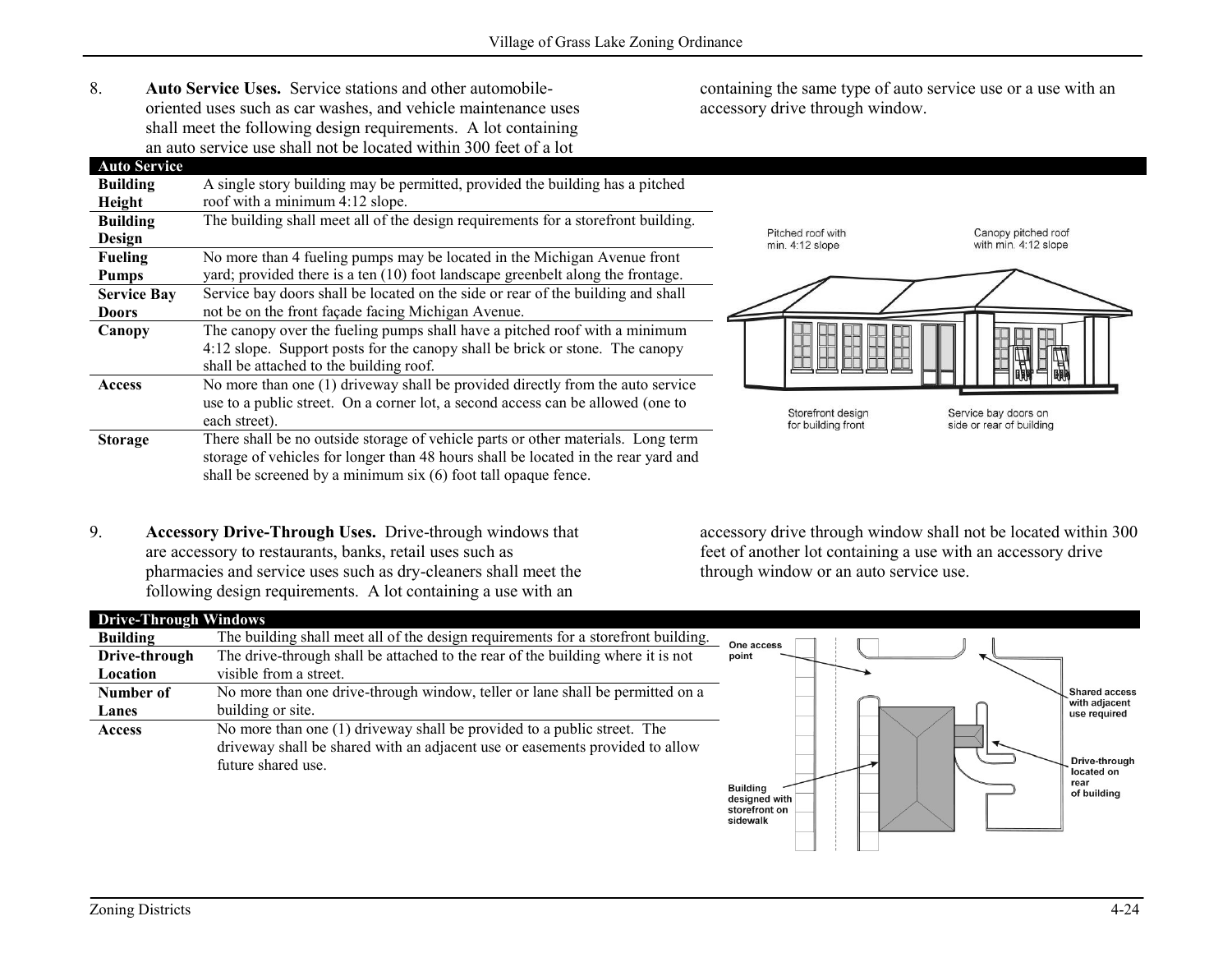8. **Auto Service Uses.** Service stations and other automobile-oriented uses such as car washes, and vehicle maintenance uses shall meet the following design requirements. A lot containing an auto service use shall not be located within 300 feet of a lot containing the same type of auto service use or a use with an accessory drive through window.

| Auto Service | |
|---|---|
| **Building Height** | A single story building may be permitted, provided the building has a pitched roof with a minimum 4:12 slope. |
| **Building Design** | The building shall meet all of the design requirements for a storefront building. |
| **Fueling Pumps** | No more than 4 fueling pumps may be located in the Michigan Avenue front yard; provided there is a ten (10) foot landscape greenbelt along the frontage. |
| **Service Bay Doors** | Service bay doors shall be located on the side or rear of the building and shall not be on the front façade facing Michigan Avenue. |
| **Canopy** | The canopy over the fueling pumps shall have a pitched roof with a minimum 4:12 slope. Support posts for the canopy shall be brick or stone. The canopy shall be attached to the building roof. |
| **Access** | No more than one (1) driveway shall be provided directly from the auto service use to a public street. On a corner lot, a second access can be allowed (one to each street). |
| **Storage** | There shall be no outside storage of vehicle parts or other materials. Long term storage of vehicles for longer than 48 hours shall be located in the rear yard and shall be screened by a minimum six (6) foot tall opaque fence. |

9. **Accessory Drive-Through Uses.** Drive-through windows that are accessory to restaurants, banks, retail uses such as pharmacies and service uses such as dry-cleaners shall meet the following design requirements. A lot containing a use with an accessory drive through window shall not be located within 300 feet of another lot containing a use with an accessory drive through window or an auto service use.

| Drive-Through Windows | |
|---|---|
| **Building** | The building shall meet all of the design requirements for a storefront building. |
| **Drive-through Location** | The drive-through shall be attached to the rear of the building where it is not visible from a street. |
| **Number of Lanes** | No more than one drive-through window, teller or lane shall be permitted on a building or site. |
| **Access** | No more than one (1) driveway shall be provided to a public street. The driveway shall be shared with an adjacent use or easements provided to allow future shared use. |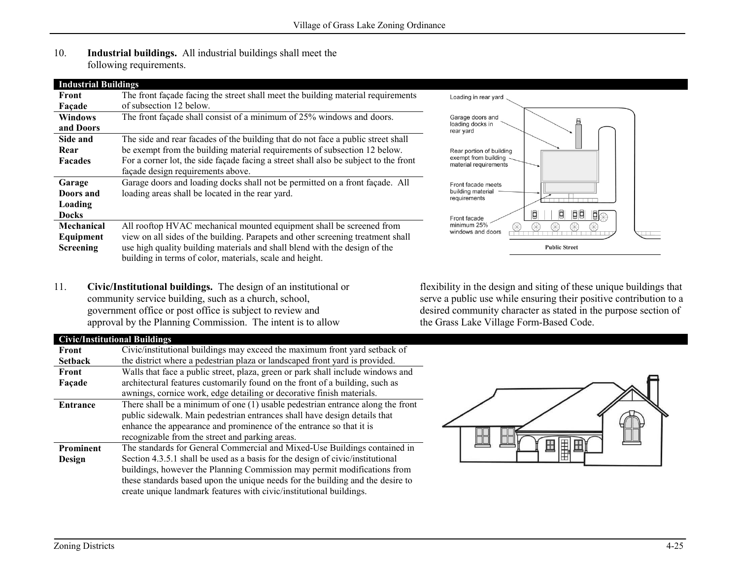10. **Industrial buildings.** All industrial buildings shall meet the following requirements.

| Industrial Buildings | |
|---|---|
| **Front Façade** | The front façade facing the street shall meet the building material requirements of subsection 12 below. |
| **Windows and Doors** | The front façade shall consist of a minimum of 25% windows and doors. |
| **Side and Rear Facades** | The side and rear facades of the building that do not face a public street shall be exempt from the building material requirements of subsection 12 below. For a corner lot, the side façade facing a street shall also be subject to the front façade design requirements above. |
| **Garage Doors and Loading Docks** | Garage doors and loading docks shall not be permitted on a front façade. All loading areas shall be located in the rear yard. |
| **Mechanical Equipment Screening** | All rooftop HVAC mechanical mounted equipment shall be screened from view on all sides of the building. Parapets and other screening treatment shall use high quality building materials and shall blend with the design of the building in terms of color, materials, scale and height. |

11. **Civic/Institutional buildings.** The design of an institutional or community service building, such as a church, school, government office or post office is subject to review and approval by the Planning Commission. The intent is to allow flexibility in the design and siting of these unique buildings that serve a public use while ensuring their positive contribution to a desired community character as stated in the purpose section of the Grass Lake Village Form-Based Code.

| Civic/Institutional Buildings | |
|---|---|
| **Front Setback** | Civic/institutional buildings may exceed the maximum front yard setback of the district where a pedestrian plaza or landscaped front yard is provided. |
| **Front Façade** | Walls that face a public street, plaza, green or park shall include windows and architectural features customarily found on the front of a building, such as awnings, cornice work, edge detailing or decorative finish materials. |
| **Entrance** | There shall be a minimum of one (1) usable pedestrian entrance along the front public sidewalk. Main pedestrian entrances shall have design details that enhance the appearance and prominence of the entrance so that it is recognizable from the street and parking areas. |
| **Prominent Design** | The standards for General Commercial and Mixed-Use Buildings contained in Section 4.3.5.1 shall be used as a basis for the design of civic/institutional buildings, however the Planning Commission may permit modifications from these standards based upon the unique needs for the building and the desire to create unique landmark features with civic/institutional buildings. |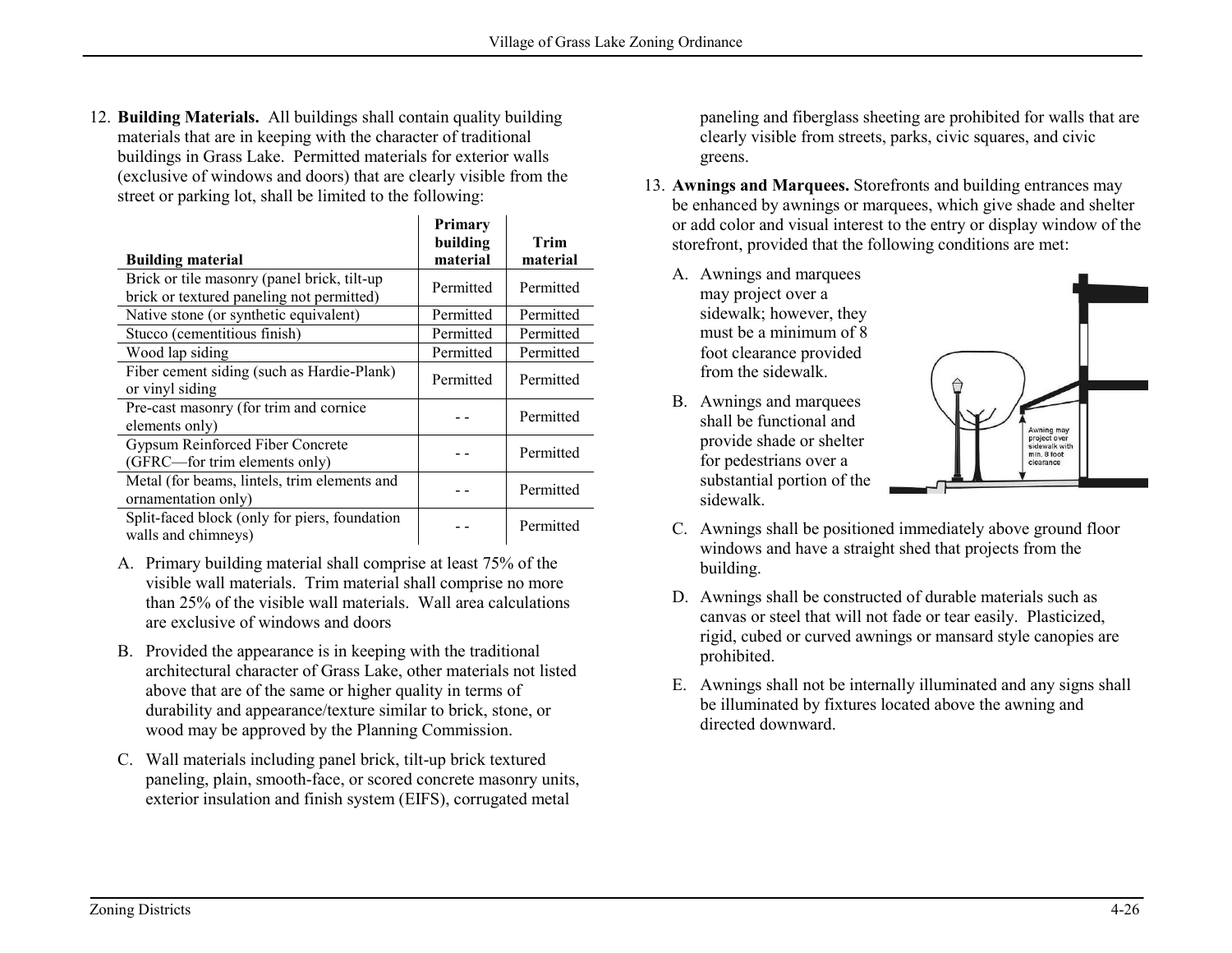12. **Building Materials.** All buildings shall contain quality building materials that are in keeping with the character of traditional buildings in Grass Lake. Permitted materials for exterior walls (exclusive of windows and doors) that are clearly visible from the street or parking lot, shall be limited to the following:

| Building material | Primary building material | Trim material |
|---|---|---|
| Brick or tile masonry (panel brick, tilt-up brick or textured paneling not permitted) | Permitted | Permitted |
| Native stone (or synthetic equivalent) | Permitted | Permitted |
| Stucco (cementitious finish) | Permitted | Permitted |
| Wood lap siding | Permitted | Permitted |
| Fiber cement siding (such as Hardie-Plank) or vinyl siding | Permitted | Permitted |
| Pre-cast masonry (for trim and cornice elements only) | - - | Permitted |
| Gypsum Reinforced Fiber Concrete (GFRC—for trim elements only) | - - | Permitted |
| Metal (for beams, lintels, trim elements and ornamentation only) | - - | Permitted |
| Split-faced block (only for piers, foundation walls and chimneys) | - - | Permitted |

A. Primary building material shall comprise at least 75% of the visible wall materials. Trim material shall comprise no more than 25% of the visible wall materials. Wall area calculations are exclusive of windows and doors

B. Provided the appearance is in keeping with the traditional architectural character of Grass Lake, other materials not listed above that are of the same or higher quality in terms of durability and appearance/texture similar to brick, stone, or wood may be approved by the Planning Commission.

C. Wall materials including panel brick, tilt-up brick textured paneling, plain, smooth-face, or scored concrete masonry units, exterior insulation and finish system (EIFS), corrugated metal paneling and fiberglass sheeting are prohibited for walls that are clearly visible from streets, parks, civic squares, and civic greens.

13. **Awnings and Marquees.** Storefronts and building entrances may be enhanced by awnings or marquees, which give shade and shelter or add color and visual interest to the entry or display window of the storefront, provided that the following conditions are met:

A. Awnings and marquees may project over a sidewalk; however, they must be a minimum of 8 foot clearance provided from the sidewalk.

Awning may project over sidewalk with min. 8 foot clearance

B. Awnings and marquees shall be functional and provide shade or shelter for pedestrians over a substantial portion of the sidewalk.

C. Awnings shall be positioned immediately above ground floor windows and have a straight shed that projects from the building.

D. Awnings shall be constructed of durable materials such as canvas or steel that will not fade or tear easily. Plasticized, rigid, cubed or curved awnings or mansard style canopies are prohibited.

E. Awnings shall not be internally illuminated and any signs shall be illuminated by fixtures located above the awning and directed downward.